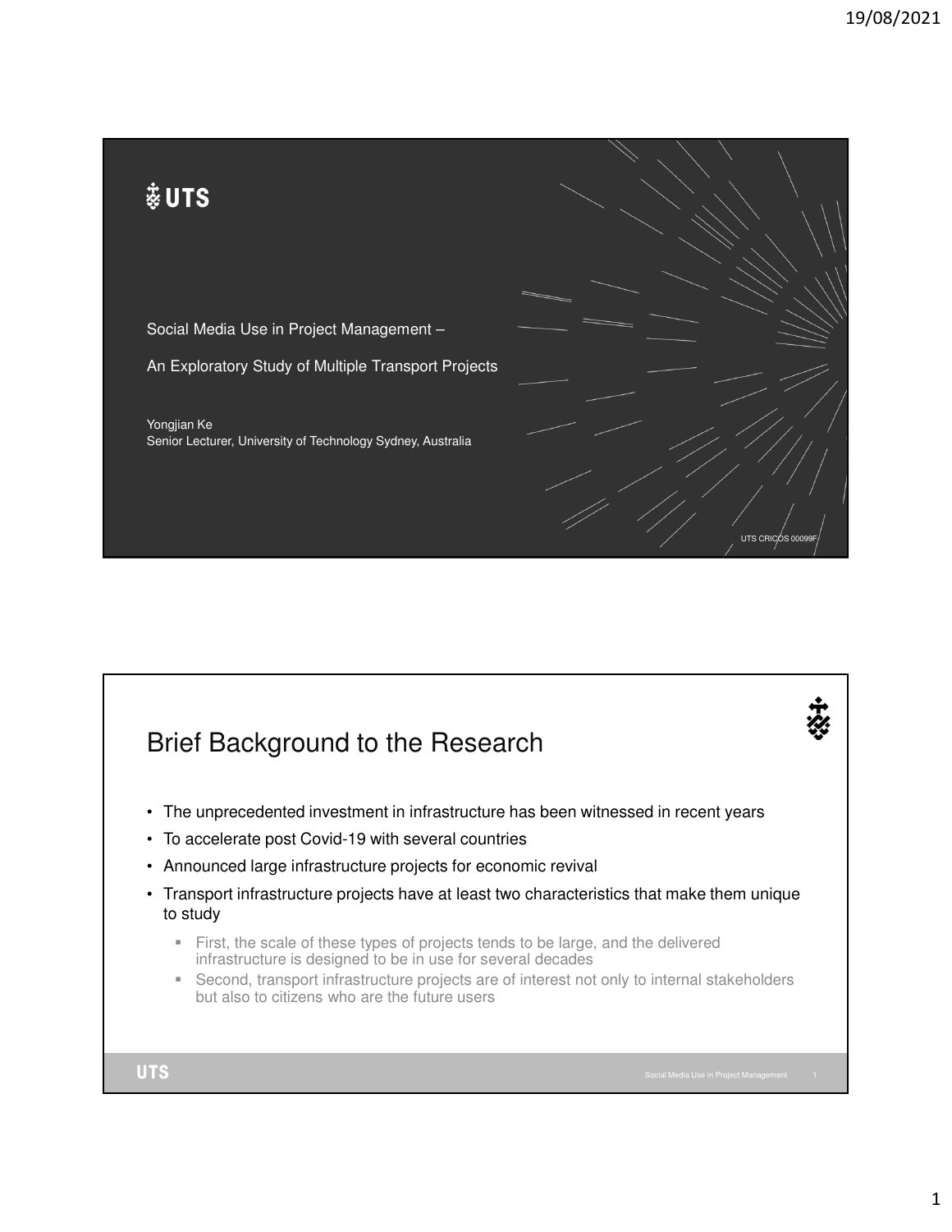# Social Media Use in Project Management –

An Exploratory Study of Multiple Transport Projects

Yongjian Ke
Senior Lecturer, University of Technology Sydney, Australia

UTS CRICOS 00099F

## Brief Background to the Research

- The unprecedented investment in infrastructure has been witnessed in recent years
- To accelerate post Covid-19 with several countries
- Announced large infrastructure projects for economic revival
- Transport infrastructure projects have at least two characteristics that make them unique to study
  - First, the scale of these types of projects tends to be large, and the delivered infrastructure is designed to be in use for several decades
  - Second, transport infrastructure projects are of interest not only to internal stakeholders but also to citizens who are the future users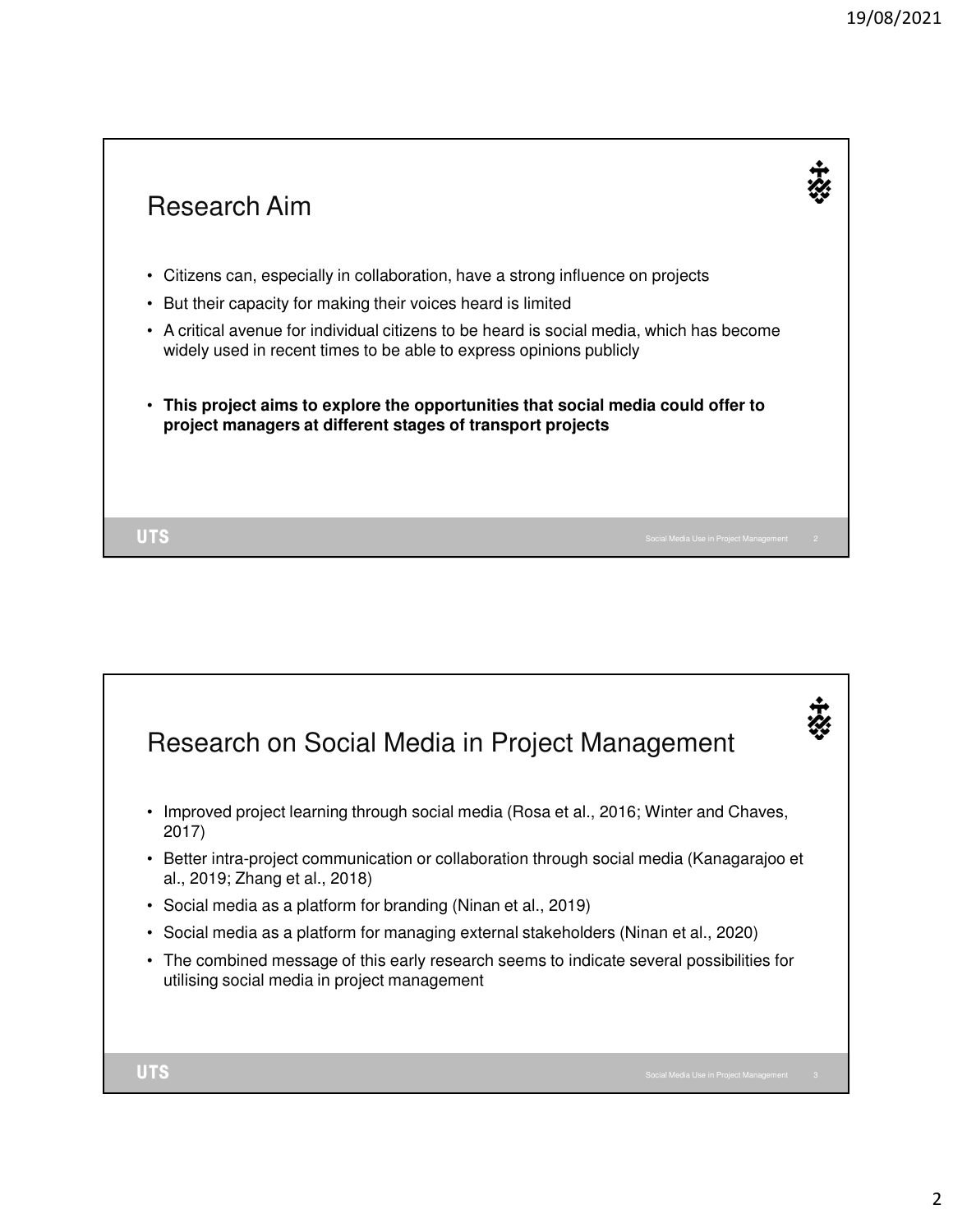## Research Aim

- Citizens can, especially in collaboration, have a strong influence on projects
- But their capacity for making their voices heard is limited
- A critical avenue for individual citizens to be heard is social media, which has become widely used in recent times to be able to express opinions publicly
- **This project aims to explore the opportunities that social media could offer to project managers at different stages of transport projects**

## Research on Social Media in Project Management

- Improved project learning through social media (Rosa et al., 2016; Winter and Chaves, 2017)
- Better intra-project communication or collaboration through social media (Kanagarajoo et al., 2019; Zhang et al., 2018)
- Social media as a platform for branding (Ninan et al., 2019)
- Social media as a platform for managing external stakeholders (Ninan et al., 2020)
- The combined message of this early research seems to indicate several possibilities for utilising social media in project management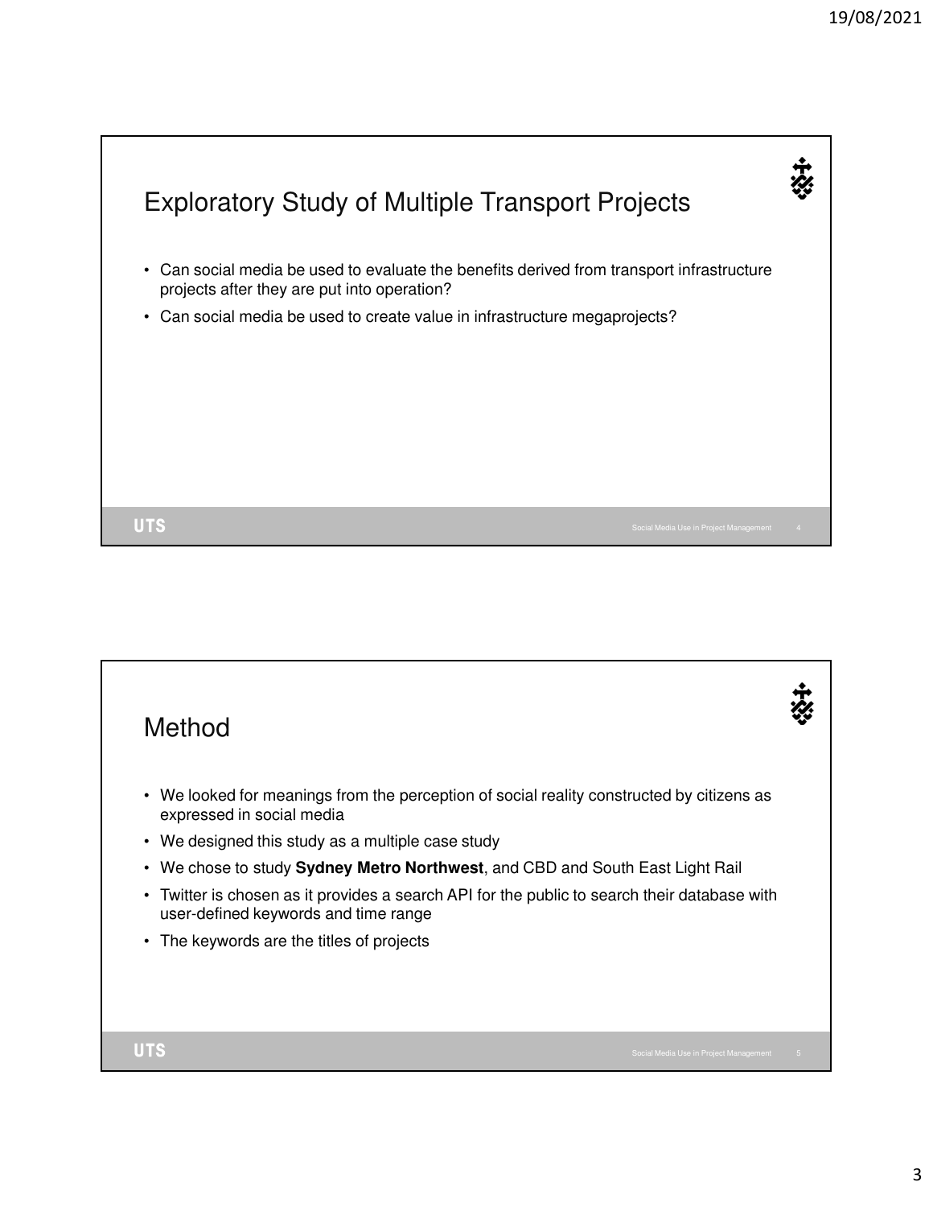## Exploratory Study of Multiple Transport Projects

- Can social media be used to evaluate the benefits derived from transport infrastructure projects after they are put into operation?
- Can social media be used to create value in infrastructure megaprojects?

## Method

- We looked for meanings from the perception of social reality constructed by citizens as expressed in social media
- We designed this study as a multiple case study
- We chose to study **Sydney Metro Northwest**, and CBD and South East Light Rail
- Twitter is chosen as it provides a search API for the public to search their database with user-defined keywords and time range
- The keywords are the titles of projects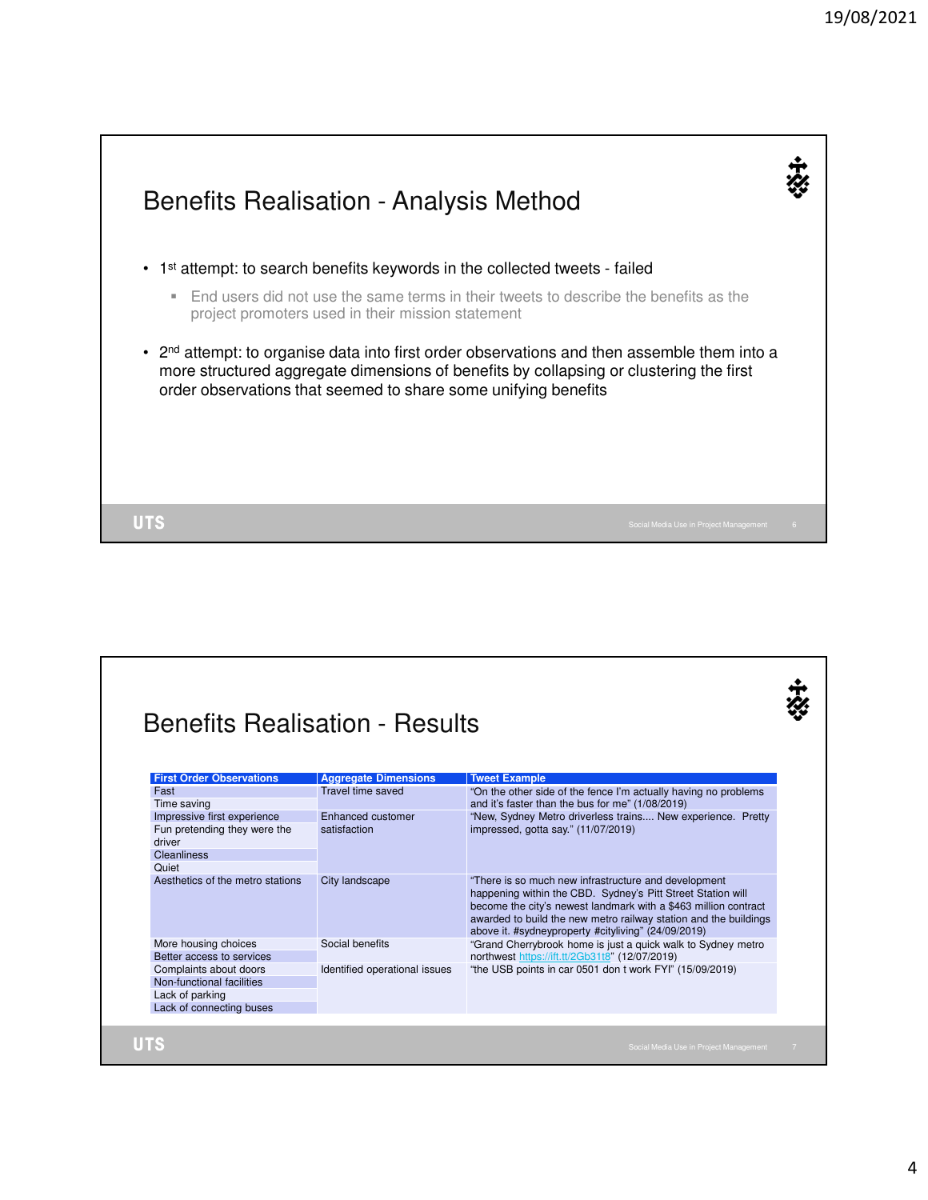## Benefits Realisation - Analysis Method

- 1st attempt: to search benefits keywords in the collected tweets - failed
  - End users did not use the same terms in their tweets to describe the benefits as the project promoters used in their mission statement
- 2nd attempt: to organise data into first order observations and then assemble them into a more structured aggregate dimensions of benefits by collapsing or clustering the first order observations that seemed to share some unifying benefits

## Benefits Realisation - Results

| First Order Observations | Aggregate Dimensions | Tweet Example |
|---|---|---|
| Fast | Travel time saved | "On the other side of the fence I'm actually having no problems and it's faster than the bus for me" (1/08/2019) |
| Time saving | | |
| Impressive first experience | Enhanced customer satisfaction | "New, Sydney Metro driverless trains.... New experience. Pretty impressed, gotta say." (11/07/2019) |
| Fun pretending they were the driver | | |
| Cleanliness | | |
| Quiet | | |
| Aesthetics of the metro stations | City landscape | "There is so much new infrastructure and development happening within the CBD. Sydney's Pitt Street Station will become the city's newest landmark with a $463 million contract awarded to build the new metro railway station and the buildings above it. #sydneyproperty #cityliving" (24/09/2019) |
| More housing choices | Social benefits | "Grand Cherrybrook home is just a quick walk to Sydney metro northwest https://ift.tt/2Gb31t8" (12/07/2019) |
| Better access to services | | |
| Complaints about doors | Identified operational issues | "the USB points in car 0501 don t work FYI" (15/09/2019) |
| Non-functional facilities | | |
| Lack of parking | | |
| Lack of connecting buses | | |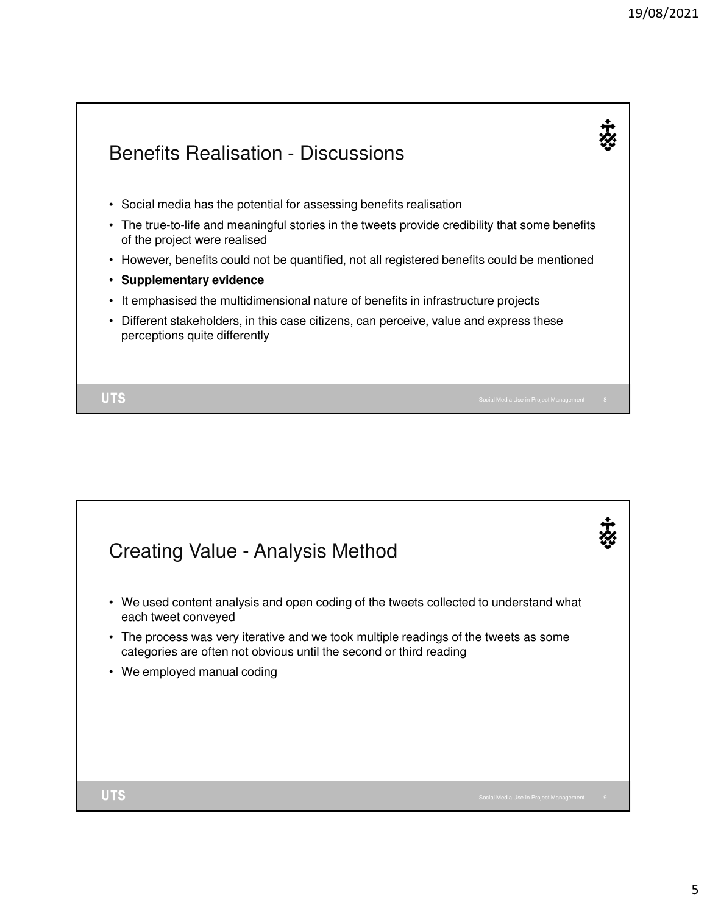## Benefits Realisation - Discussions

- Social media has the potential for assessing benefits realisation
- The true-to-life and meaningful stories in the tweets provide credibility that some benefits of the project were realised
- However, benefits could not be quantified, not all registered benefits could be mentioned
- **Supplementary evidence**
- It emphasised the multidimensional nature of benefits in infrastructure projects
- Different stakeholders, in this case citizens, can perceive, value and express these perceptions quite differently

## Creating Value - Analysis Method

- We used content analysis and open coding of the tweets collected to understand what each tweet conveyed
- The process was very iterative and we took multiple readings of the tweets as some categories are often not obvious until the second or third reading
- We employed manual coding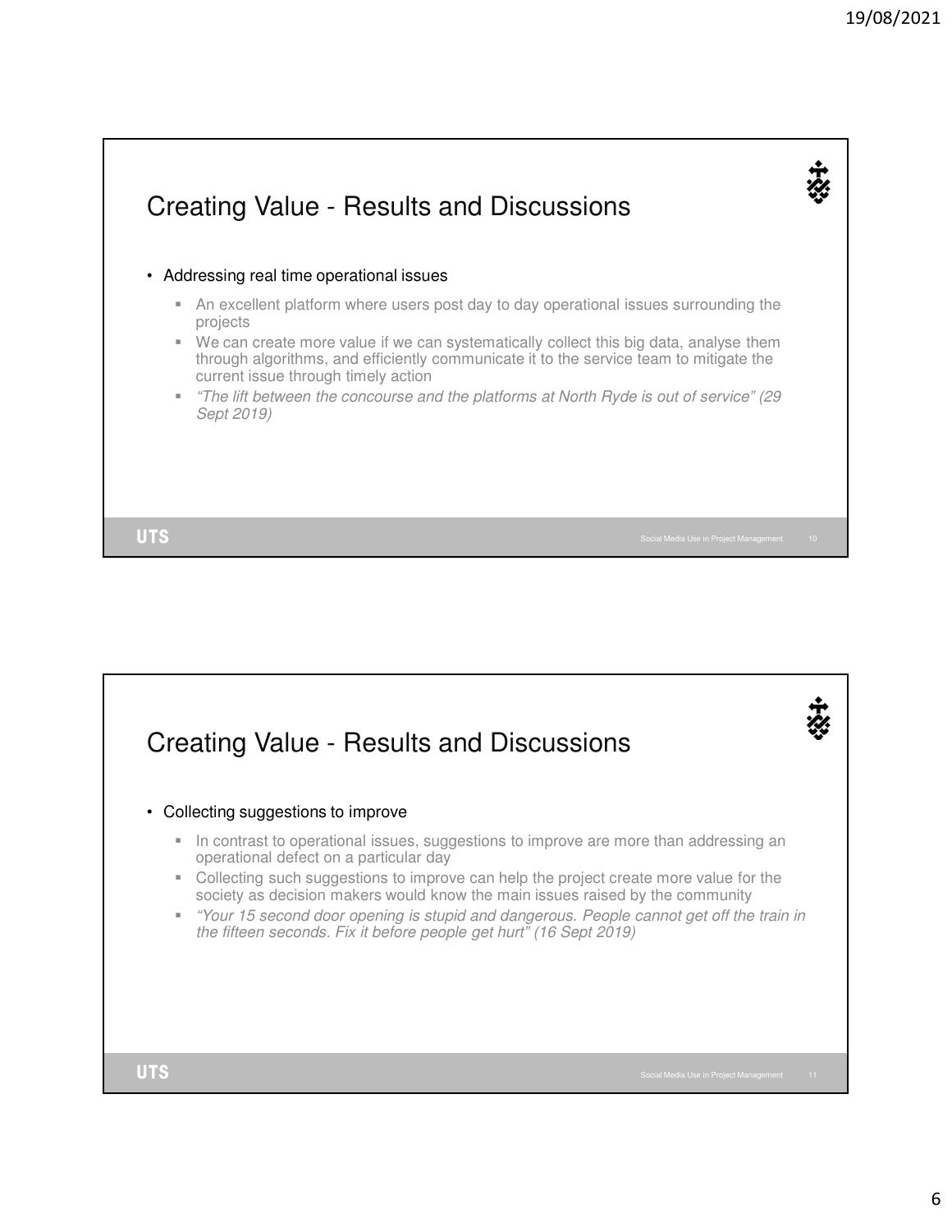## Creating Value - Results and Discussions

- Addressing real time operational issues
  - An excellent platform where users post day to day operational issues surrounding the projects
  - We can create more value if we can systematically collect this big data, analyse them through algorithms, and efficiently communicate it to the service team to mitigate the current issue through timely action
  - *"The lift between the concourse and the platforms at North Ryde is out of service" (29 Sept 2019)*

## Creating Value - Results and Discussions

- Collecting suggestions to improve
  - In contrast to operational issues, suggestions to improve are more than addressing an operational defect on a particular day
  - Collecting such suggestions to improve can help the project create more value for the society as decision makers would know the main issues raised by the community
  - *"Your 15 second door opening is stupid and dangerous. People cannot get off the train in the fifteen seconds. Fix it before people get hurt" (16 Sept 2019)*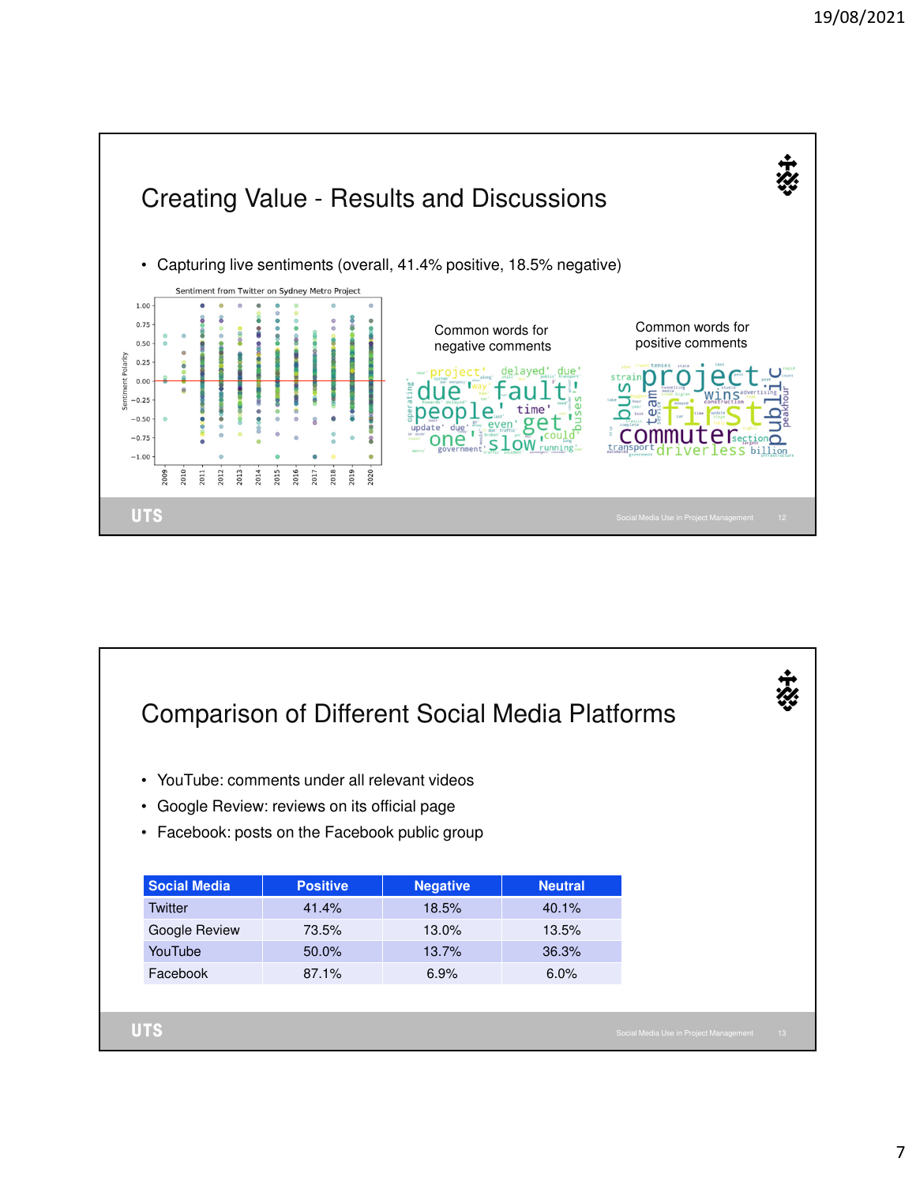## Creating Value - Results and Discussions

- Capturing live sentiments (overall, 41.4% positive, 18.5% negative)

Sentiment from Twitter on Sydney Metro Project

Common words for negative comments

Common words for positive comments

## Comparison of Different Social Media Platforms

- YouTube: comments under all relevant videos
- Google Review: reviews on its official page
- Facebook: posts on the Facebook public group

| Social Media | Positive | Negative | Neutral |
| --- | --- | --- | --- |
| Twitter | 41.4% | 18.5% | 40.1% |
| Google Review | 73.5% | 13.0% | 13.5% |
| YouTube | 50.0% | 13.7% | 36.3% |
| Facebook | 87.1% | 6.9% | 6.0% |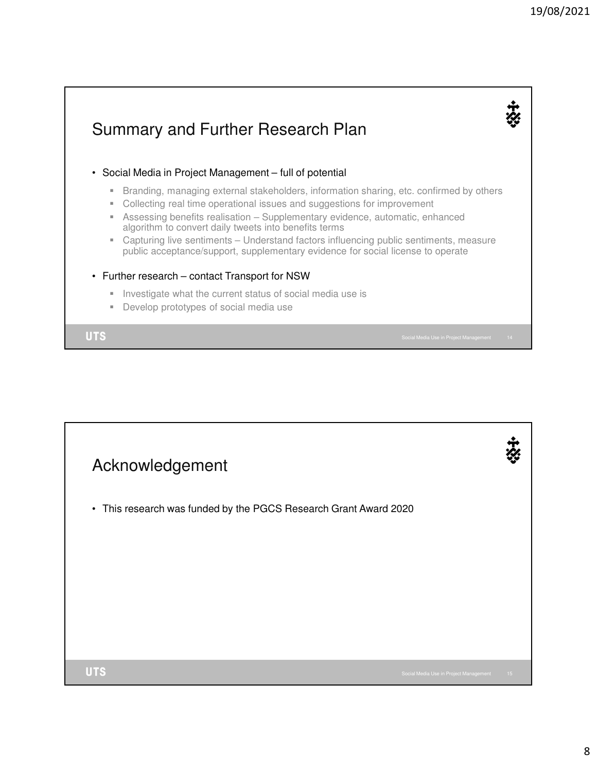## Summary and Further Research Plan

- Social Media in Project Management – full of potential
  - Branding, managing external stakeholders, information sharing, etc. confirmed by others
  - Collecting real time operational issues and suggestions for improvement
  - Assessing benefits realisation – Supplementary evidence, automatic, enhanced algorithm to convert daily tweets into benefits terms
  - Capturing live sentiments – Understand factors influencing public sentiments, measure public acceptance/support, supplementary evidence for social license to operate
- Further research – contact Transport for NSW
  - Investigate what the current status of social media use is
  - Develop prototypes of social media use

## Acknowledgement

- This research was funded by the PGCS Research Grant Award 2020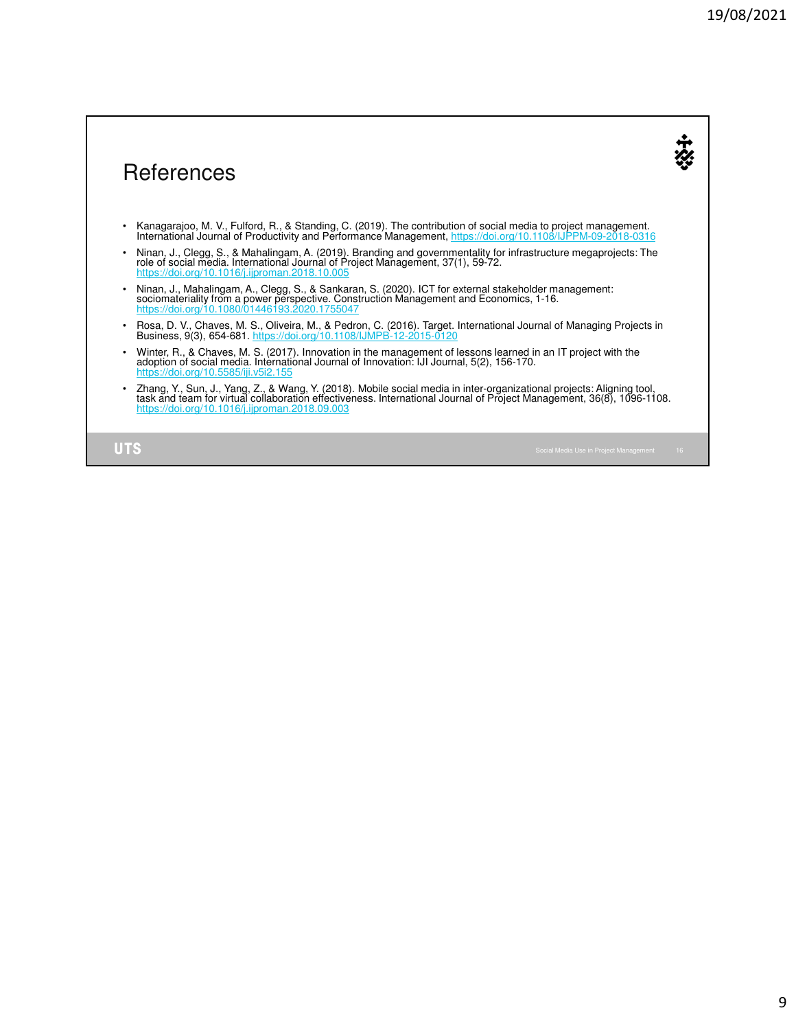# References

- Kanagarajoo, M. V., Fulford, R., & Standing, C. (2019). The contribution of social media to project management. International Journal of Productivity and Performance Management, https://doi.org/10.1108/IJPPM-09-2018-0316
- Ninan, J., Clegg, S., & Mahalingam, A. (2019). Branding and governmentality for infrastructure megaprojects: The role of social media. International Journal of Project Management, 37(1), 59-72. https://doi.org/10.1016/j.ijproman.2018.10.005
- Ninan, J., Mahalingam, A., Clegg, S., & Sankaran, S. (2020). ICT for external stakeholder management: sociomateriality from a power perspective. Construction Management and Economics, 1-16. https://doi.org/10.1080/01446193.2020.1755047
- Rosa, D. V., Chaves, M. S., Oliveira, M., & Pedron, C. (2016). Target. International Journal of Managing Projects in Business, 9(3), 654-681. https://doi.org/10.1108/IJMPB-12-2015-0120
- Winter, R., & Chaves, M. S. (2017). Innovation in the management of lessons learned in an IT project with the adoption of social media. International Journal of Innovation: IJI Journal, 5(2), 156-170. https://doi.org/10.5585/iji.v5i2.155
- Zhang, Y., Sun, J., Yang, Z., & Wang, Y. (2018). Mobile social media in inter-organizational projects: Aligning tool, task and team for virtual collaboration effectiveness. International Journal of Project Management, 36(8), 1096-1108. https://doi.org/10.1016/j.ijproman.2018.09.003